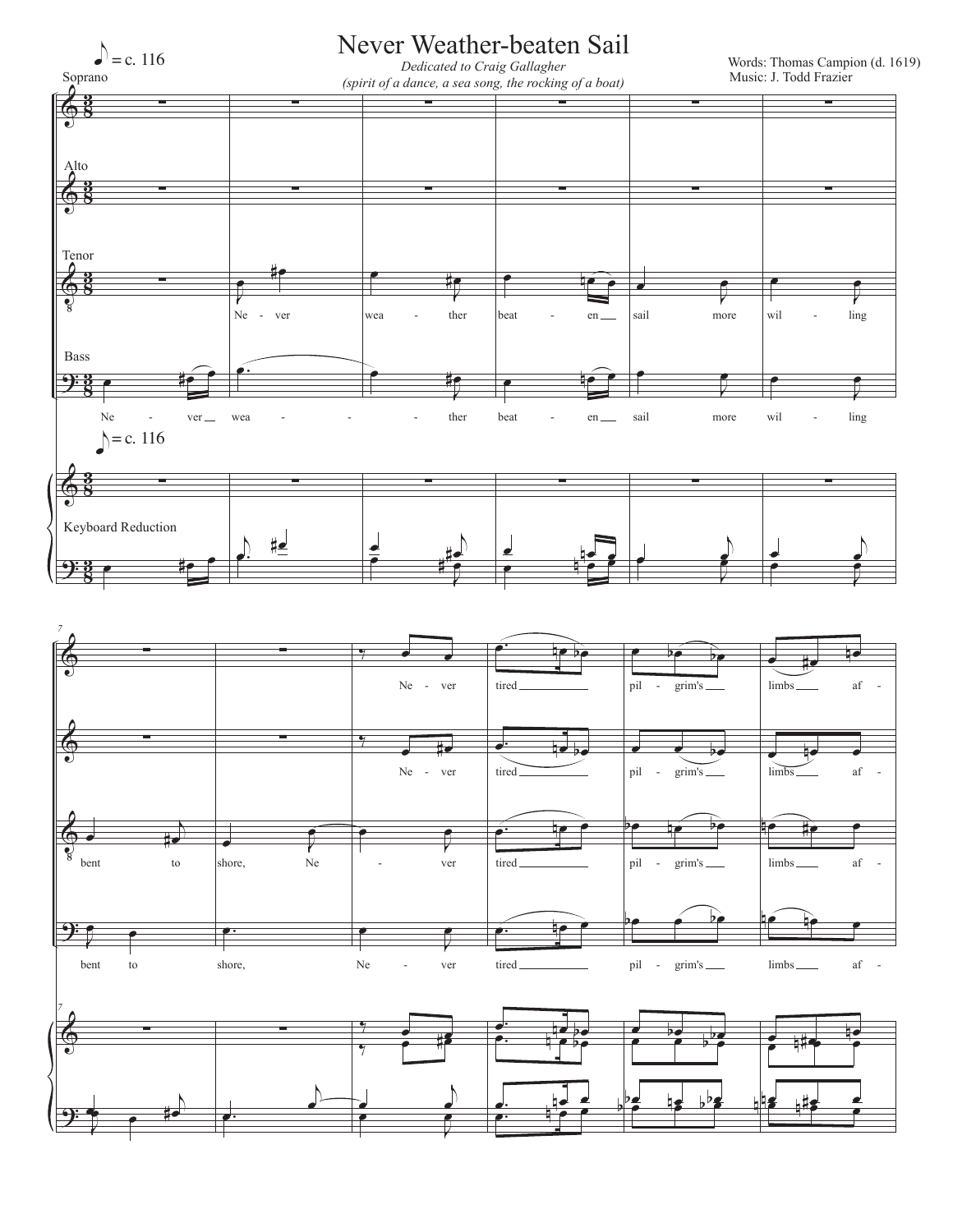# Never Weather-beaten Sail

*Dedicated to Craig Gallagher*
*(spirit of a dance, a sea song, the rocking of a boat)*

Words: Thomas Campion (d. 1619)
Music: J. Todd Frazier

♪ = c. 116

Soprano

Alto

Tenor

Ne - ver wea - ther beat - en sail more wil - ling

Bass

Ne - ver wea - ther beat - en sail more wil - ling

♪ = c. 116

Keyboard Reduction

7

Ne - ver tired pil - grim's limbs af -

Ne - ver tired pil - grim's limbs af -

bent to shore, Ne - ver tired pil - grim's limbs af -

bent to shore, Ne - ver tired pil - grim's limbs af -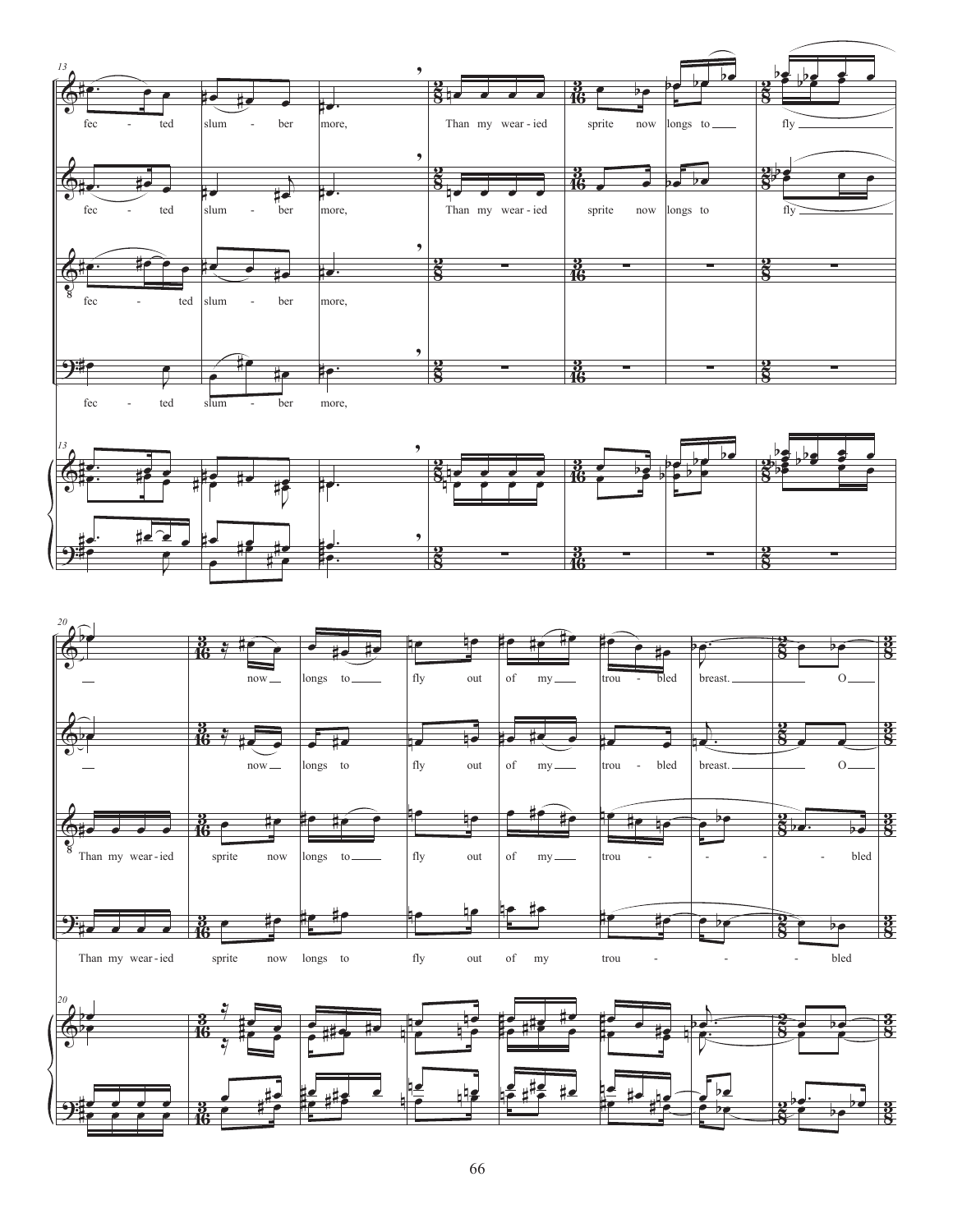fec - ted slum - ber more, Than my wear - ied sprite now longs to fly

fec - ted slum - ber more, Than my wear - ied sprite now longs to fly

fec - ted slum - ber more,

fec - ted slum - ber more,

now longs to fly out of my trou - bled breast. O

now longs to fly out of my trou - bled breast. O

Than my wear - ied sprite now longs to fly out of my trou - bled

Than my wear - ied sprite now longs to fly out of my trou - bled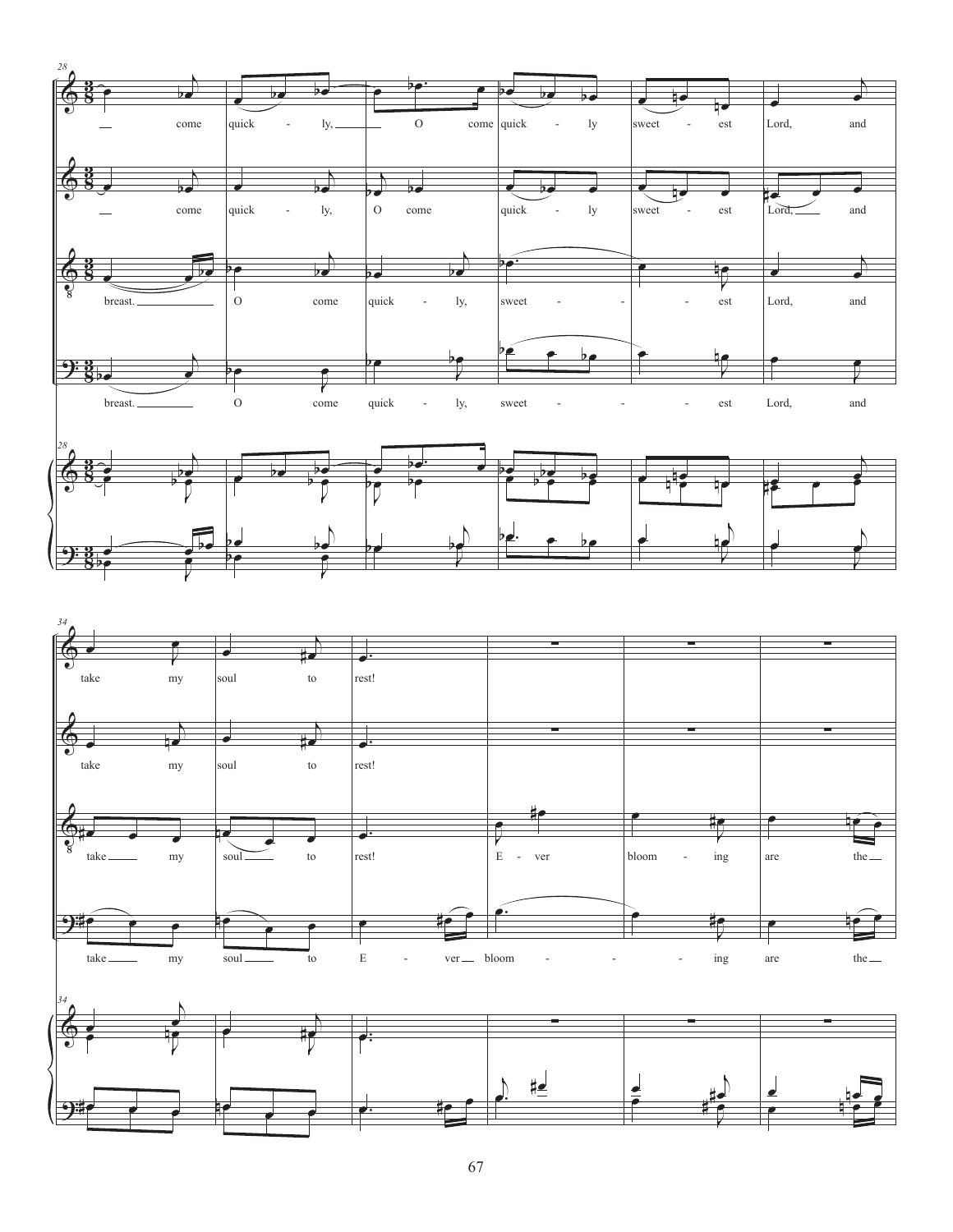28

— come quick - ly, — O come quick - ly sweet - est Lord, and

— come quick - ly, O come quick - ly sweet - est Lord, — and

breast. — O come quick - ly, sweet - - - est Lord, and

breast. — O come quick - ly, sweet - - - est Lord, and

34

take my soul to rest!

take my soul to rest!

take — my soul — to rest! E - ver bloom - ing are the —

take — my soul — to E - ver — bloom - - - ing are the —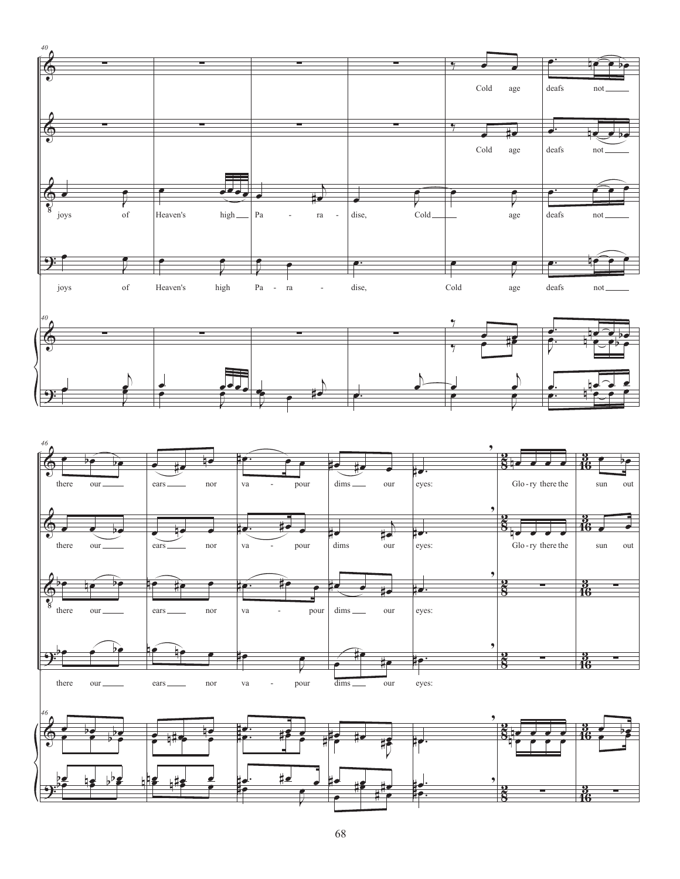joys of Heaven's high Pa - ra - dise, Cold age deafs not there our ears nor va - pour dims our eyes:

Cold age deafs not there our ears nor va - pour dims our eyes: Glo - ry there the sun out